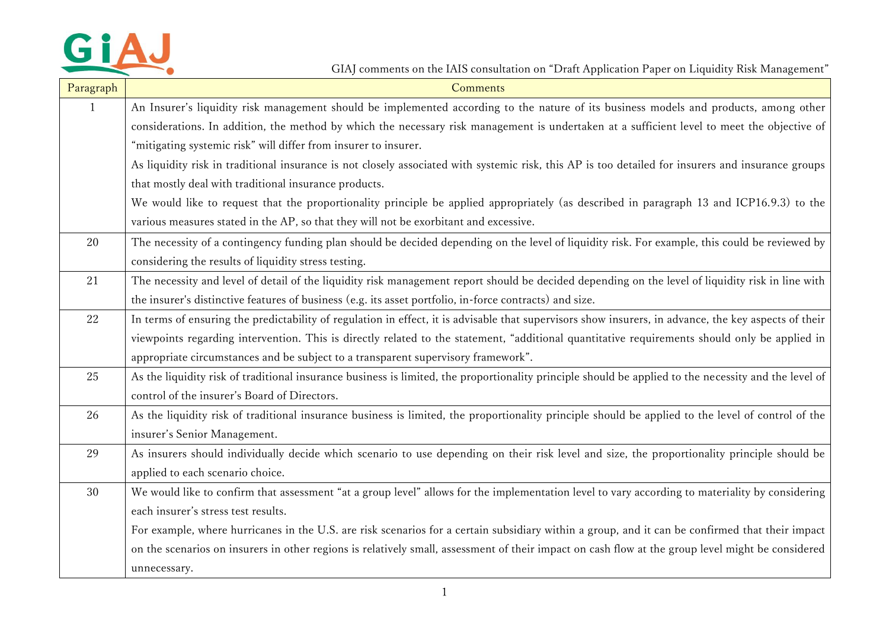GIAJ comments on the IAIS consultation on "Draft Application Paper on Liquidity Risk Management"

| Paragraph | Comments |
|---|---|
| 1 | An Insurer's liquidity risk management should be implemented according to the nature of its business models and products, among other considerations. In addition, the method by which the necessary risk management is undertaken at a sufficient level to meet the objective of "mitigating systemic risk" will differ from insurer to insurer.<br>As liquidity risk in traditional insurance is not closely associated with systemic risk, this AP is too detailed for insurers and insurance groups that mostly deal with traditional insurance products.<br>We would like to request that the proportionality principle be applied appropriately (as described in paragraph 13 and ICP16.9.3) to the various measures stated in the AP, so that they will not be exorbitant and excessive. |
| 20 | The necessity of a contingency funding plan should be decided depending on the level of liquidity risk. For example, this could be reviewed by considering the results of liquidity stress testing. |
| 21 | The necessity and level of detail of the liquidity risk management report should be decided depending on the level of liquidity risk in line with the insurer's distinctive features of business (e.g. its asset portfolio, in-force contracts) and size. |
| 22 | In terms of ensuring the predictability of regulation in effect, it is advisable that supervisors show insurers, in advance, the key aspects of their viewpoints regarding intervention. This is directly related to the statement, "additional quantitative requirements should only be applied in appropriate circumstances and be subject to a transparent supervisory framework". |
| 25 | As the liquidity risk of traditional insurance business is limited, the proportionality principle should be applied to the necessity and the level of control of the insurer's Board of Directors. |
| 26 | As the liquidity risk of traditional insurance business is limited, the proportionality principle should be applied to the level of control of the insurer's Senior Management. |
| 29 | As insurers should individually decide which scenario to use depending on their risk level and size, the proportionality principle should be applied to each scenario choice. |
| 30 | We would like to confirm that assessment "at a group level" allows for the implementation level to vary according to materiality by considering each insurer's stress test results.<br>For example, where hurricanes in the U.S. are risk scenarios for a certain subsidiary within a group, and it can be confirmed that their impact on the scenarios on insurers in other regions is relatively small, assessment of their impact on cash flow at the group level might be considered unnecessary. |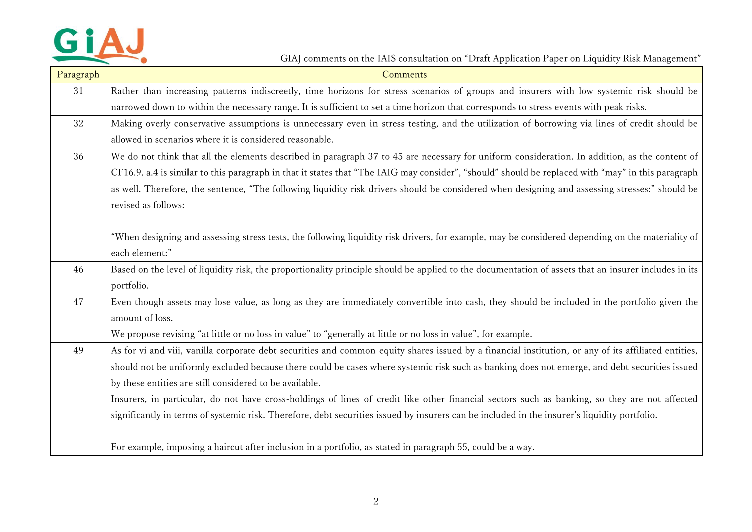| Paragraph | Comments |
|---|---|
| 31 | Rather than increasing patterns indiscreetly, time horizons for stress scenarios of groups and insurers with low systemic risk should be narrowed down to within the necessary range. It is sufficient to set a time horizon that corresponds to stress events with peak risks. |
| 32 | Making overly conservative assumptions is unnecessary even in stress testing, and the utilization of borrowing via lines of credit should be allowed in scenarios where it is considered reasonable. |
| 36 | We do not think that all the elements described in paragraph 37 to 45 are necessary for uniform consideration. In addition, as the content of CF16.9. a.4 is similar to this paragraph in that it states that "The IAIG may consider", "should" should be replaced with "may" in this paragraph as well. Therefore, the sentence, "The following liquidity risk drivers should be considered when designing and assessing stresses:" should be revised as follows:<br><br>"When designing and assessing stress tests, the following liquidity risk drivers, for example, may be considered depending on the materiality of each element:" |
| 46 | Based on the level of liquidity risk, the proportionality principle should be applied to the documentation of assets that an insurer includes in its portfolio. |
| 47 | Even though assets may lose value, as long as they are immediately convertible into cash, they should be included in the portfolio given the amount of loss.<br>We propose revising "at little or no loss in value" to "generally at little or no loss in value", for example. |
| 49 | As for vi and viii, vanilla corporate debt securities and common equity shares issued by a financial institution, or any of its affiliated entities, should not be uniformly excluded because there could be cases where systemic risk such as banking does not emerge, and debt securities issued by these entities are still considered to be available.<br>Insurers, in particular, do not have cross-holdings of lines of credit like other financial sectors such as banking, so they are not affected significantly in terms of systemic risk. Therefore, debt securities issued by insurers can be included in the insurer's liquidity portfolio.<br><br>For example, imposing a haircut after inclusion in a portfolio, as stated in paragraph 55, could be a way. |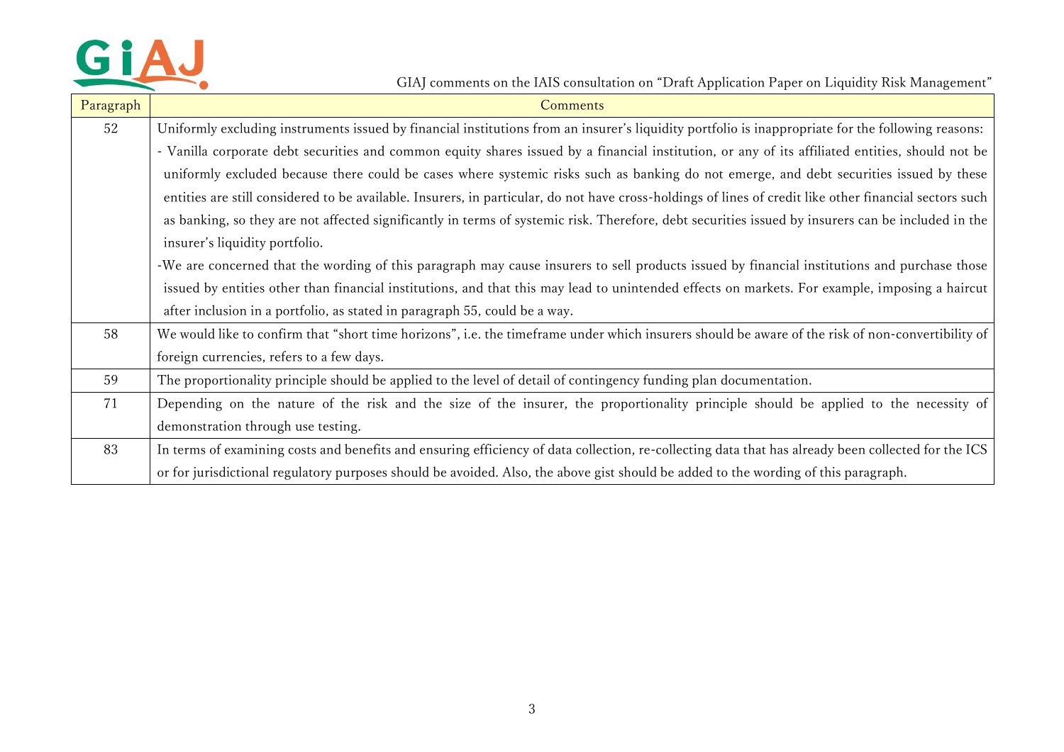| Paragraph | Comments |
|---|---|
| 52 | Uniformly excluding instruments issued by financial institutions from an insurer's liquidity portfolio is inappropriate for the following reasons:<br>- Vanilla corporate debt securities and common equity shares issued by a financial institution, or any of its affiliated entities, should not be uniformly excluded because there could be cases where systemic risks such as banking do not emerge, and debt securities issued by these entities are still considered to be available. Insurers, in particular, do not have cross-holdings of lines of credit like other financial sectors such as banking, so they are not affected significantly in terms of systemic risk. Therefore, debt securities issued by insurers can be included in the insurer's liquidity portfolio.<br>-We are concerned that the wording of this paragraph may cause insurers to sell products issued by financial institutions and purchase those issued by entities other than financial institutions, and that this may lead to unintended effects on markets. For example, imposing a haircut after inclusion in a portfolio, as stated in paragraph 55, could be a way. |
| 58 | We would like to confirm that "short time horizons", i.e. the timeframe under which insurers should be aware of the risk of non-convertibility of foreign currencies, refers to a few days. |
| 59 | The proportionality principle should be applied to the level of detail of contingency funding plan documentation. |
| 71 | Depending on the nature of the risk and the size of the insurer, the proportionality principle should be applied to the necessity of demonstration through use testing. |
| 83 | In terms of examining costs and benefits and ensuring efficiency of data collection, re-collecting data that has already been collected for the ICS or for jurisdictional regulatory purposes should be avoided. Also, the above gist should be added to the wording of this paragraph. |